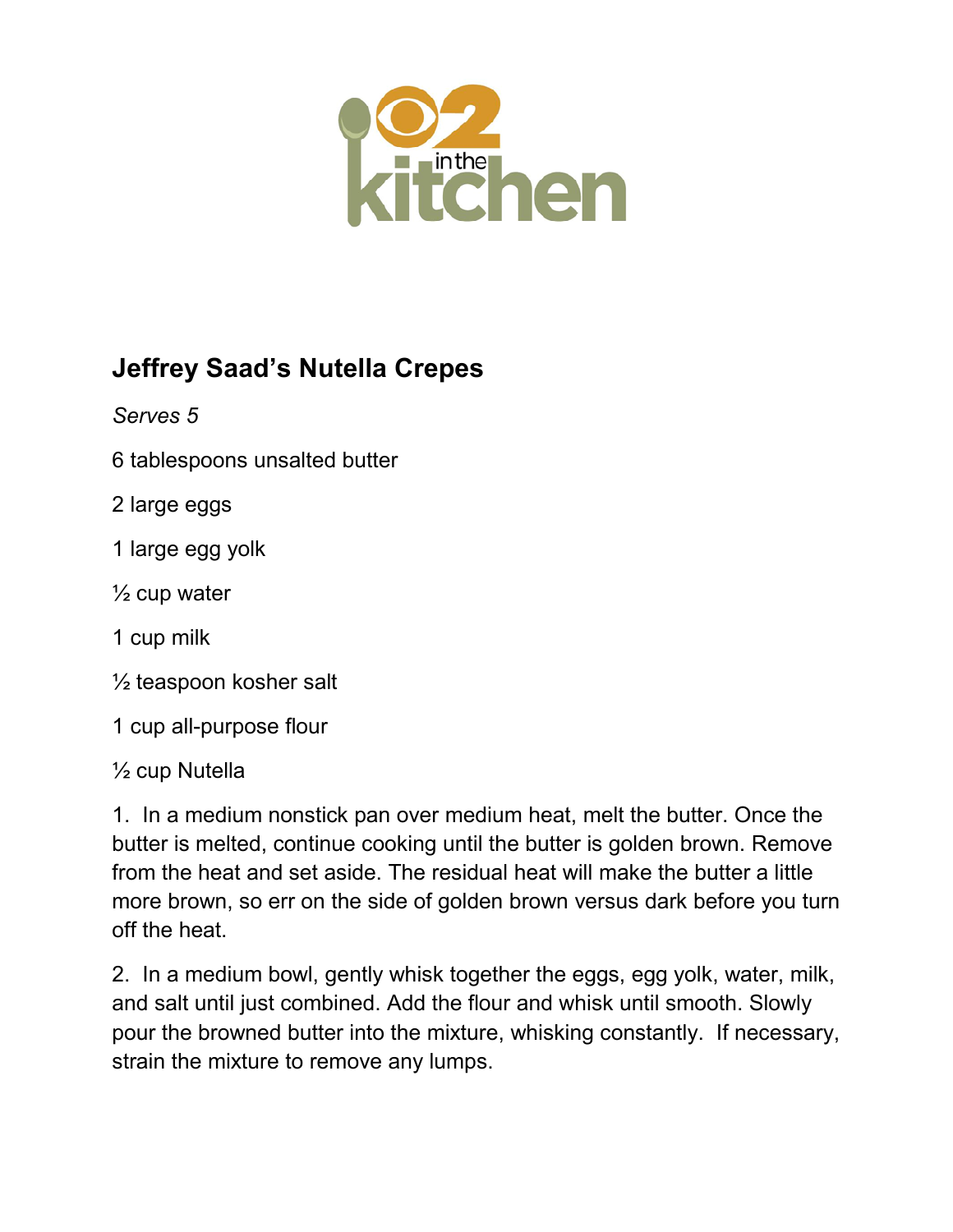# Jeffrey Saad's Nutella Crepes

*Serves 5*

6 tablespoons unsalted butter

2 large eggs

1 large egg yolk

½ cup water

1 cup milk

½ teaspoon kosher salt

1 cup all-purpose flour

½ cup Nutella

1. In a medium nonstick pan over medium heat, melt the butter. Once the butter is melted, continue cooking until the butter is golden brown. Remove from the heat and set aside. The residual heat will make the butter a little more brown, so err on the side of golden brown versus dark before you turn off the heat.

2. In a medium bowl, gently whisk together the eggs, egg yolk, water, milk, and salt until just combined. Add the flour and whisk until smooth. Slowly pour the browned butter into the mixture, whisking constantly. If necessary, strain the mixture to remove any lumps.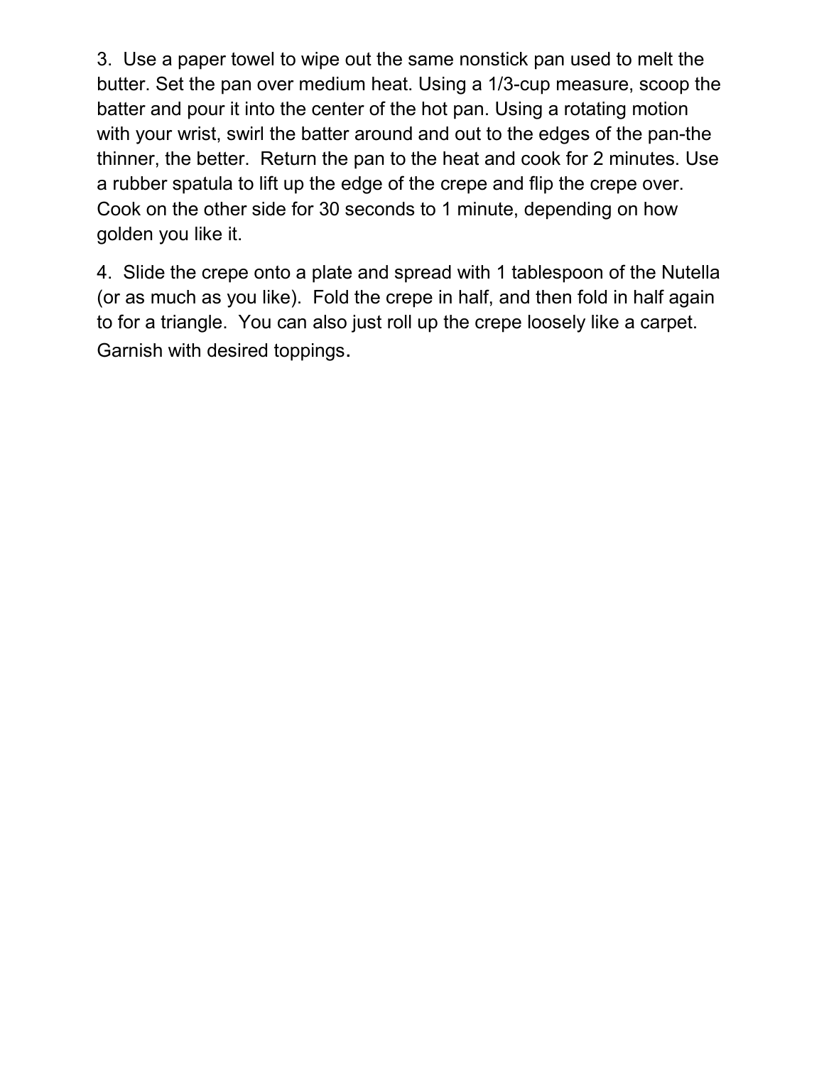3. Use a paper towel to wipe out the same nonstick pan used to melt the butter. Set the pan over medium heat. Using a 1/3-cup measure, scoop the batter and pour it into the center of the hot pan. Using a rotating motion with your wrist, swirl the batter around and out to the edges of the pan-the thinner, the better. Return the pan to the heat and cook for 2 minutes. Use a rubber spatula to lift up the edge of the crepe and flip the crepe over. Cook on the other side for 30 seconds to 1 minute, depending on how golden you like it.

4. Slide the crepe onto a plate and spread with 1 tablespoon of the Nutella (or as much as you like). Fold the crepe in half, and then fold in half again to for a triangle. You can also just roll up the crepe loosely like a carpet. Garnish with desired toppings.